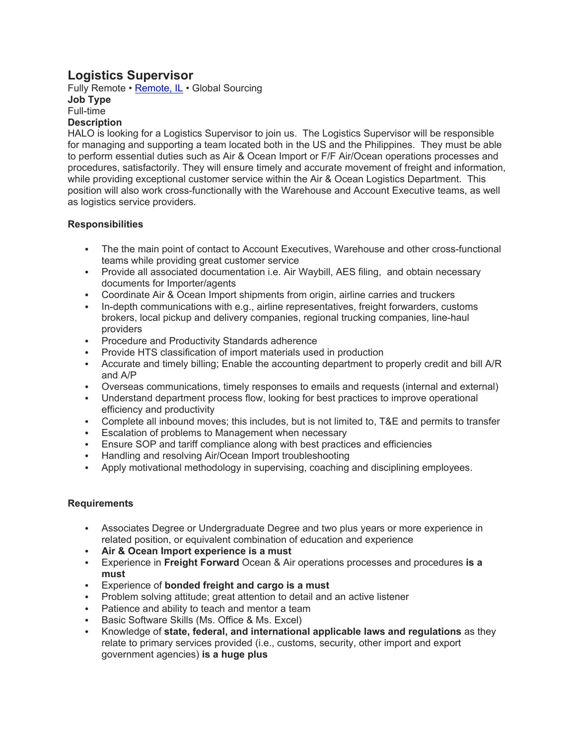# Logistics Supervisor

Fully Remote • [Remote, IL]() • Global Sourcing

**Job Type**

Full-time

**Description**

HALO is looking for a Logistics Supervisor to join us. The Logistics Supervisor will be responsible for managing and supporting a team located both in the US and the Philippines. They must be able to perform essential duties such as Air & Ocean Import or F/F Air/Ocean operations processes and procedures, satisfactorily. They will ensure timely and accurate movement of freight and information, while providing exceptional customer service within the Air & Ocean Logistics Department. This position will also work cross-functionally with the Warehouse and Account Executive teams, as well as logistics service providers.

**Responsibilities**

- The the main point of contact to Account Executives, Warehouse and other cross-functional teams while providing great customer service
- Provide all associated documentation i.e. Air Waybill, AES filing, and obtain necessary documents for Importer/agents
- Coordinate Air & Ocean Import shipments from origin, airline carries and truckers
- In-depth communications with e.g., airline representatives, freight forwarders, customs brokers, local pickup and delivery companies, regional trucking companies, line-haul providers
- Procedure and Productivity Standards adherence
- Provide HTS classification of import materials used in production
- Accurate and timely billing; Enable the accounting department to properly credit and bill A/R and A/P
- Overseas communications, timely responses to emails and requests (internal and external)
- Understand department process flow, looking for best practices to improve operational efficiency and productivity
- Complete all inbound moves; this includes, but is not limited to, T&E and permits to transfer
- Escalation of problems to Management when necessary
- Ensure SOP and tariff compliance along with best practices and efficiencies
- Handling and resolving Air/Ocean Import troubleshooting
- Apply motivational methodology in supervising, coaching and disciplining employees.

**Requirements**

- Associates Degree or Undergraduate Degree and two plus years or more experience in related position, or equivalent combination of education and experience
- **Air & Ocean Import experience is a must**
- Experience in **Freight Forward** Ocean & Air operations processes and procedures **is a must**
- Experience of **bonded freight and cargo is a must**
- Problem solving attitude; great attention to detail and an active listener
- Patience and ability to teach and mentor a team
- Basic Software Skills (Ms. Office & Ms. Excel)
- Knowledge of **state, federal, and international applicable laws and regulations** as they relate to primary services provided (i.e., customs, security, other import and export government agencies) **is a huge plus**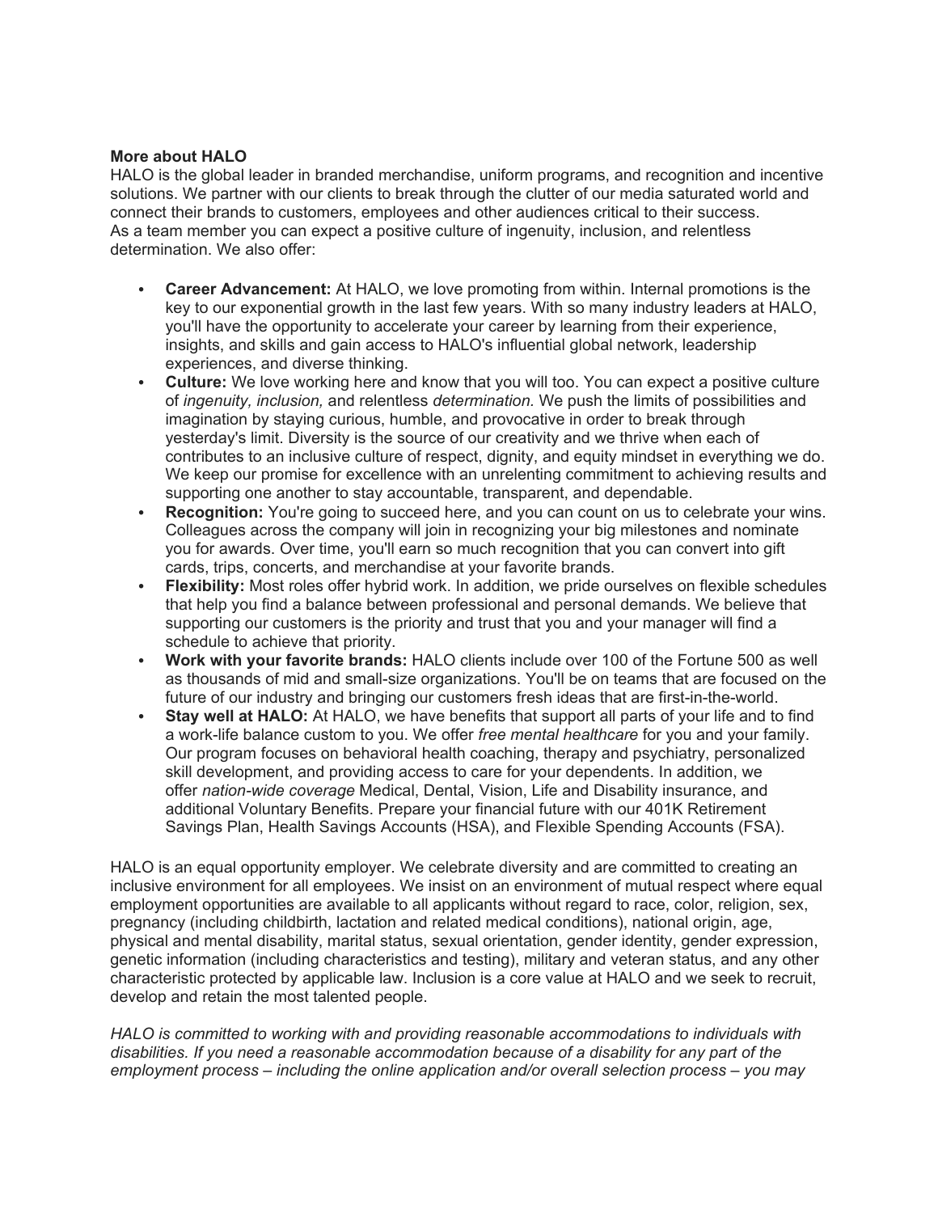**More about HALO**

HALO is the global leader in branded merchandise, uniform programs, and recognition and incentive solutions. We partner with our clients to break through the clutter of our media saturated world and connect their brands to customers, employees and other audiences critical to their success.
As a team member you can expect a positive culture of ingenuity, inclusion, and relentless determination. We also offer:

- **Career Advancement:** At HALO, we love promoting from within. Internal promotions is the key to our exponential growth in the last few years. With so many industry leaders at HALO, you'll have the opportunity to accelerate your career by learning from their experience, insights, and skills and gain access to HALO's influential global network, leadership experiences, and diverse thinking.
- **Culture:** We love working here and know that you will too. You can expect a positive culture of *ingenuity, inclusion,* and relentless *determination.* We push the limits of possibilities and imagination by staying curious, humble, and provocative in order to break through yesterday's limit. Diversity is the source of our creativity and we thrive when each of contributes to an inclusive culture of respect, dignity, and equity mindset in everything we do. We keep our promise for excellence with an unrelenting commitment to achieving results and supporting one another to stay accountable, transparent, and dependable.
- **Recognition:** You're going to succeed here, and you can count on us to celebrate your wins. Colleagues across the company will join in recognizing your big milestones and nominate you for awards. Over time, you'll earn so much recognition that you can convert into gift cards, trips, concerts, and merchandise at your favorite brands.
- **Flexibility:** Most roles offer hybrid work. In addition, we pride ourselves on flexible schedules that help you find a balance between professional and personal demands. We believe that supporting our customers is the priority and trust that you and your manager will find a schedule to achieve that priority.
- **Work with your favorite brands:** HALO clients include over 100 of the Fortune 500 as well as thousands of mid and small-size organizations. You'll be on teams that are focused on the future of our industry and bringing our customers fresh ideas that are first-in-the-world.
- **Stay well at HALO:** At HALO, we have benefits that support all parts of your life and to find a work-life balance custom to you. We offer *free mental healthcare* for you and your family. Our program focuses on behavioral health coaching, therapy and psychiatry, personalized skill development, and providing access to care for your dependents. In addition, we offer *nation-wide coverage* Medical, Dental, Vision, Life and Disability insurance, and additional Voluntary Benefits. Prepare your financial future with our 401K Retirement Savings Plan, Health Savings Accounts (HSA), and Flexible Spending Accounts (FSA).

HALO is an equal opportunity employer. We celebrate diversity and are committed to creating an inclusive environment for all employees. We insist on an environment of mutual respect where equal employment opportunities are available to all applicants without regard to race, color, religion, sex, pregnancy (including childbirth, lactation and related medical conditions), national origin, age, physical and mental disability, marital status, sexual orientation, gender identity, gender expression, genetic information (including characteristics and testing), military and veteran status, and any other characteristic protected by applicable law. Inclusion is a core value at HALO and we seek to recruit, develop and retain the most talented people.

*HALO is committed to working with and providing reasonable accommodations to individuals with disabilities. If you need a reasonable accommodation because of a disability for any part of the employment process – including the online application and/or overall selection process – you may*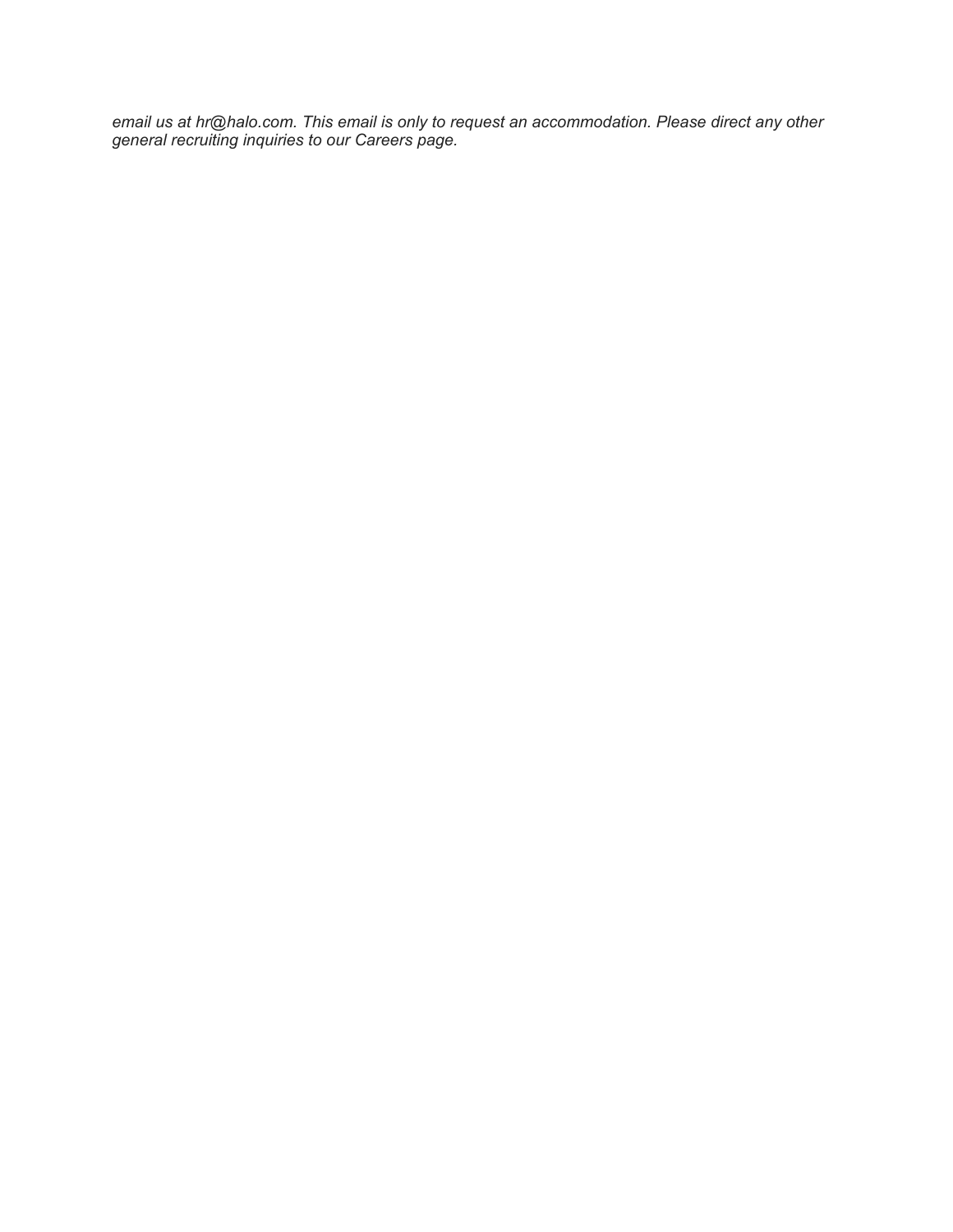*email us at hr@halo.com. This email is only to request an accommodation. Please direct any other general recruiting inquiries to our Careers page.*